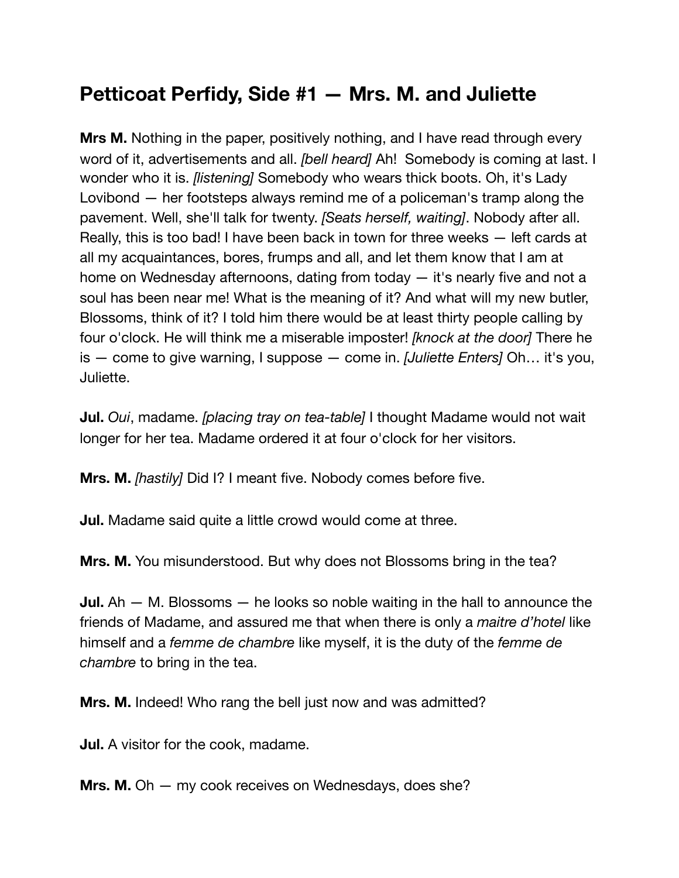## Petticoat Perfidy, Side #1 — Mrs. M. and Juliette

**Mrs M.** Nothing in the paper, positively nothing, and I have read through every word of it, advertisements and all. *[bell heard]* Ah! Somebody is coming at last. I wonder who it is. *[listening]* Somebody who wears thick boots. Oh, it's Lady Lovibond — her footsteps always remind me of a policeman's tramp along the pavement. Well, she'll talk for twenty. *[Seats herself, waiting]*. Nobody after all. Really, this is too bad! I have been back in town for three weeks — left cards at all my acquaintances, bores, frumps and all, and let them know that I am at home on Wednesday afternoons, dating from today — it's nearly five and not a soul has been near me! What is the meaning of it? And what will my new butler, Blossoms, think of it? I told him there would be at least thirty people calling by four o'clock. He will think me a miserable imposter! *[knock at the door]* There he is — come to give warning, I suppose — come in. *[Juliette Enters]* Oh… it's you, Juliette.

**Jul.** *Oui*, madame. *[placing tray on tea-table]* I thought Madame would not wait longer for her tea. Madame ordered it at four o'clock for her visitors.

**Mrs. M.** *[hastily]* Did I? I meant five. Nobody comes before five.

**Jul.** Madame said quite a little crowd would come at three.

**Mrs. M.** You misunderstood. But why does not Blossoms bring in the tea?

**Jul.** Ah — M. Blossoms — he looks so noble waiting in the hall to announce the friends of Madame, and assured me that when there is only a *maitre d'hotel* like himself and a *femme de chambre* like myself, it is the duty of the *femme de chambre* to bring in the tea.

**Mrs. M.** Indeed! Who rang the bell just now and was admitted?

**Jul.** A visitor for the cook, madame.

**Mrs. M.** Oh — my cook receives on Wednesdays, does she?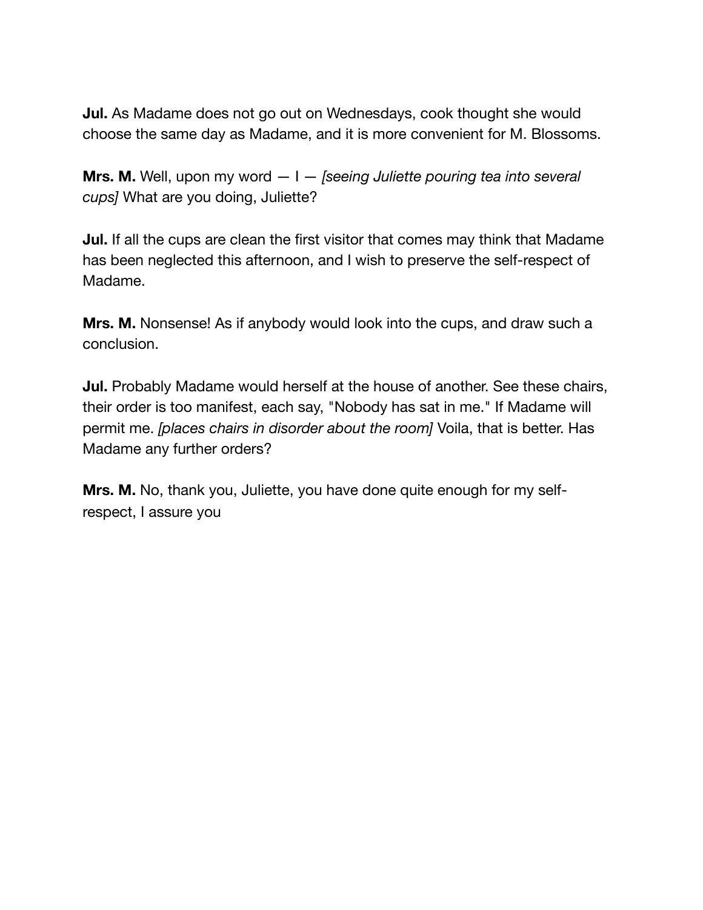**Jul.** As Madame does not go out on Wednesdays, cook thought she would choose the same day as Madame, and it is more convenient for M. Blossoms.

**Mrs. M.** Well, upon my word — I — *[seeing Juliette pouring tea into several cups]* What are you doing, Juliette?

**Jul.** If all the cups are clean the first visitor that comes may think that Madame has been neglected this afternoon, and I wish to preserve the self-respect of Madame.

**Mrs. M.** Nonsense! As if anybody would look into the cups, and draw such a conclusion.

**Jul.** Probably Madame would herself at the house of another. See these chairs, their order is too manifest, each say, "Nobody has sat in me." If Madame will permit me. *[places chairs in disorder about the room]* Voila, that is better. Has Madame any further orders?

**Mrs. M.** No, thank you, Juliette, you have done quite enough for my self-respect, I assure you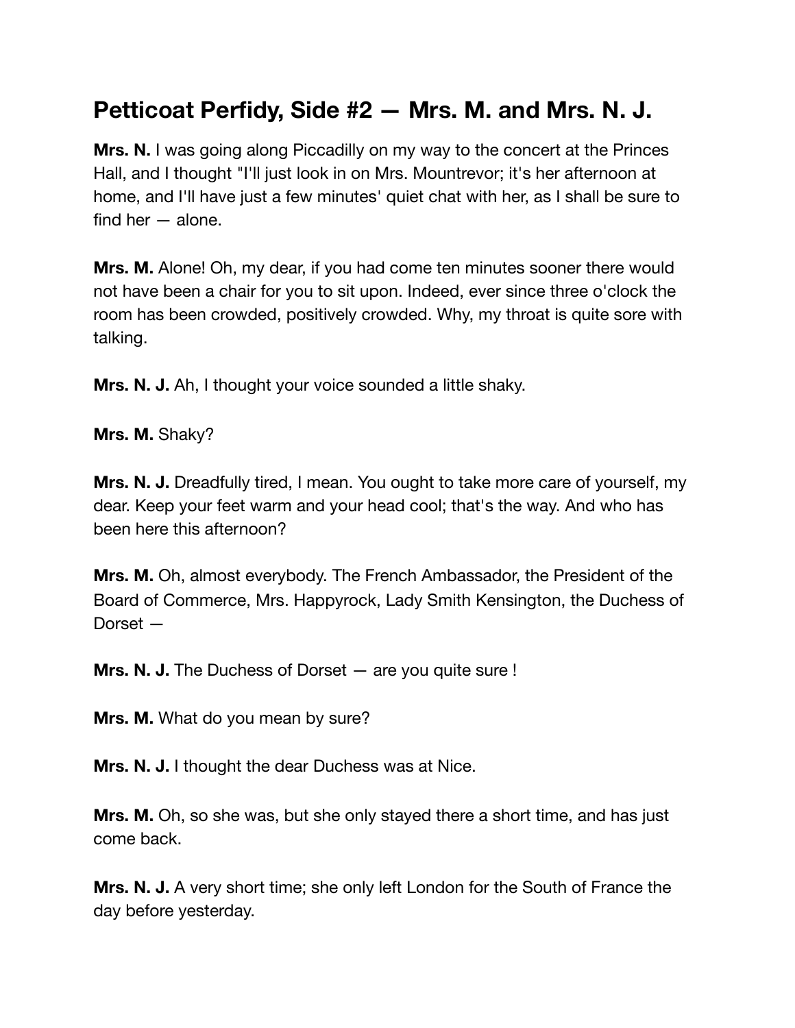## Petticoat Perfidy, Side #2 — Mrs. M. and Mrs. N. J.

**Mrs. N.** I was going along Piccadilly on my way to the concert at the Princes Hall, and I thought "I'll just look in on Mrs. Mountrevor; it's her afternoon at home, and I'll have just a few minutes' quiet chat with her, as I shall be sure to find her — alone.

**Mrs. M.** Alone! Oh, my dear, if you had come ten minutes sooner there would not have been a chair for you to sit upon. Indeed, ever since three o'clock the room has been crowded, positively crowded. Why, my throat is quite sore with talking.

**Mrs. N. J.** Ah, I thought your voice sounded a little shaky.

**Mrs. M.** Shaky?

**Mrs. N. J.** Dreadfully tired, I mean. You ought to take more care of yourself, my dear. Keep your feet warm and your head cool; that's the way. And who has been here this afternoon?

**Mrs. M.** Oh, almost everybody. The French Ambassador, the President of the Board of Commerce, Mrs. Happyrock, Lady Smith Kensington, the Duchess of Dorset —

**Mrs. N. J.** The Duchess of Dorset — are you quite sure !

**Mrs. M.** What do you mean by sure?

**Mrs. N. J.** I thought the dear Duchess was at Nice.

**Mrs. M.** Oh, so she was, but she only stayed there a short time, and has just come back.

**Mrs. N. J.** A very short time; she only left London for the South of France the day before yesterday.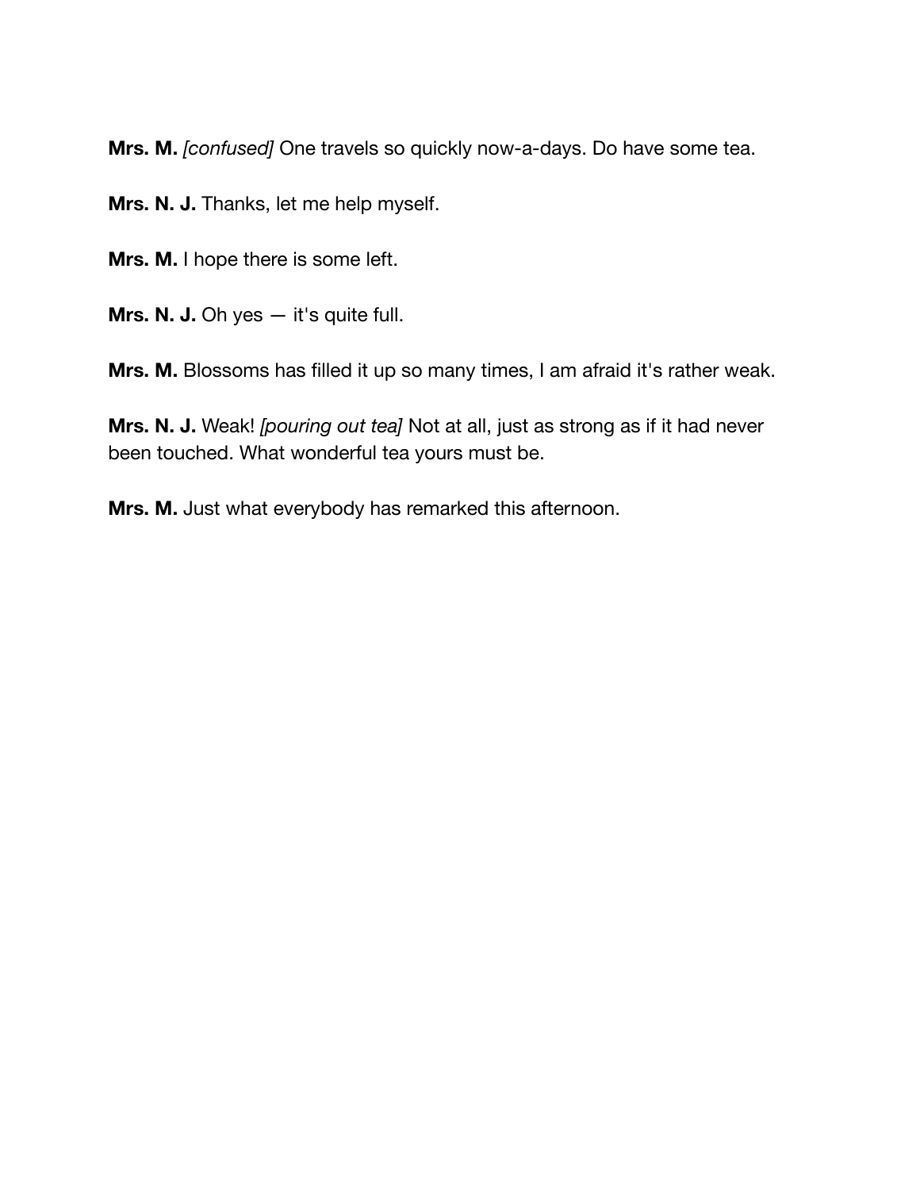**Mrs. M.** *[confused]* One travels so quickly now-a-days. Do have some tea.

**Mrs. N. J.** Thanks, let me help myself.

**Mrs. M.** I hope there is some left.

**Mrs. N. J.** Oh yes — it's quite full.

**Mrs. M.** Blossoms has filled it up so many times, I am afraid it's rather weak.

**Mrs. N. J.** Weak! *[pouring out tea]* Not at all, just as strong as if it had never been touched. What wonderful tea yours must be.

**Mrs. M.** Just what everybody has remarked this afternoon.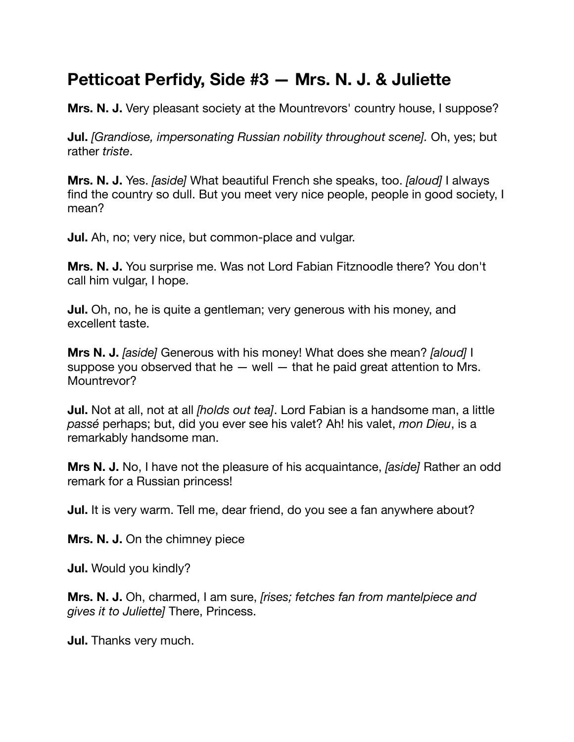## Petticoat Perfidy, Side #3 — Mrs. N. J. & Juliette

**Mrs. N. J.** Very pleasant society at the Mountrevors' country house, I suppose?

**Jul.** *[Grandiose, impersonating Russian nobility throughout scene].* Oh, yes; but rather *triste*.

**Mrs. N. J.** Yes. *[aside]* What beautiful French she speaks, too. *[aloud]* I always find the country so dull. But you meet very nice people, people in good society, I mean?

**Jul.** Ah, no; very nice, but common-place and vulgar.

**Mrs. N. J.** You surprise me. Was not Lord Fabian Fitznoodle there? You don't call him vulgar, I hope.

**Jul.** Oh, no, he is quite a gentleman; very generous with his money, and excellent taste.

**Mrs N. J.** *[aside]* Generous with his money! What does she mean? *[aloud]* I suppose you observed that he — well — that he paid great attention to Mrs. Mountrevor?

**Jul.** Not at all, not at all *[holds out tea]*. Lord Fabian is a handsome man, a little *passé* perhaps; but, did you ever see his valet? Ah! his valet, *mon Dieu*, is a remarkably handsome man.

**Mrs N. J.** No, I have not the pleasure of his acquaintance, *[aside]* Rather an odd remark for a Russian princess!

**Jul.** It is very warm. Tell me, dear friend, do you see a fan anywhere about?

**Mrs. N. J.** On the chimney piece

**Jul.** Would you kindly?

**Mrs. N. J.** Oh, charmed, I am sure, *[rises; fetches fan from mantelpiece and gives it to Juliette]* There, Princess.

**Jul.** Thanks very much.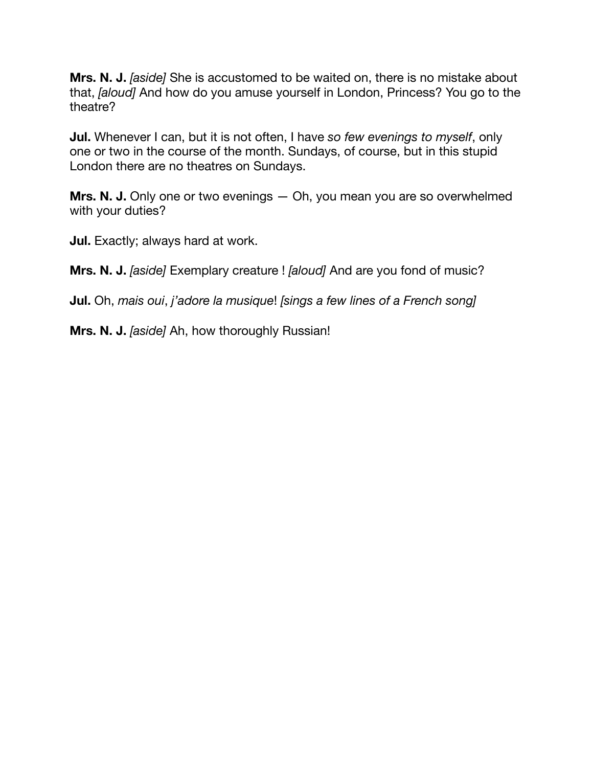**Mrs. N. J.** *[aside]* She is accustomed to be waited on, there is no mistake about that, *[aloud]* And how do you amuse yourself in London, Princess? You go to the theatre?

**Jul.** Whenever I can, but it is not often, I have *so few evenings to myself*, only one or two in the course of the month. Sundays, of course, but in this stupid London there are no theatres on Sundays.

**Mrs. N. J.** Only one or two evenings — Oh, you mean you are so overwhelmed with your duties?

**Jul.** Exactly; always hard at work.

**Mrs. N. J.** *[aside]* Exemplary creature ! *[aloud]* And are you fond of music?

**Jul.** Oh, *mais oui*, *j'adore la musique*! *[sings a few lines of a French song]*

**Mrs. N. J.** *[aside]* Ah, how thoroughly Russian!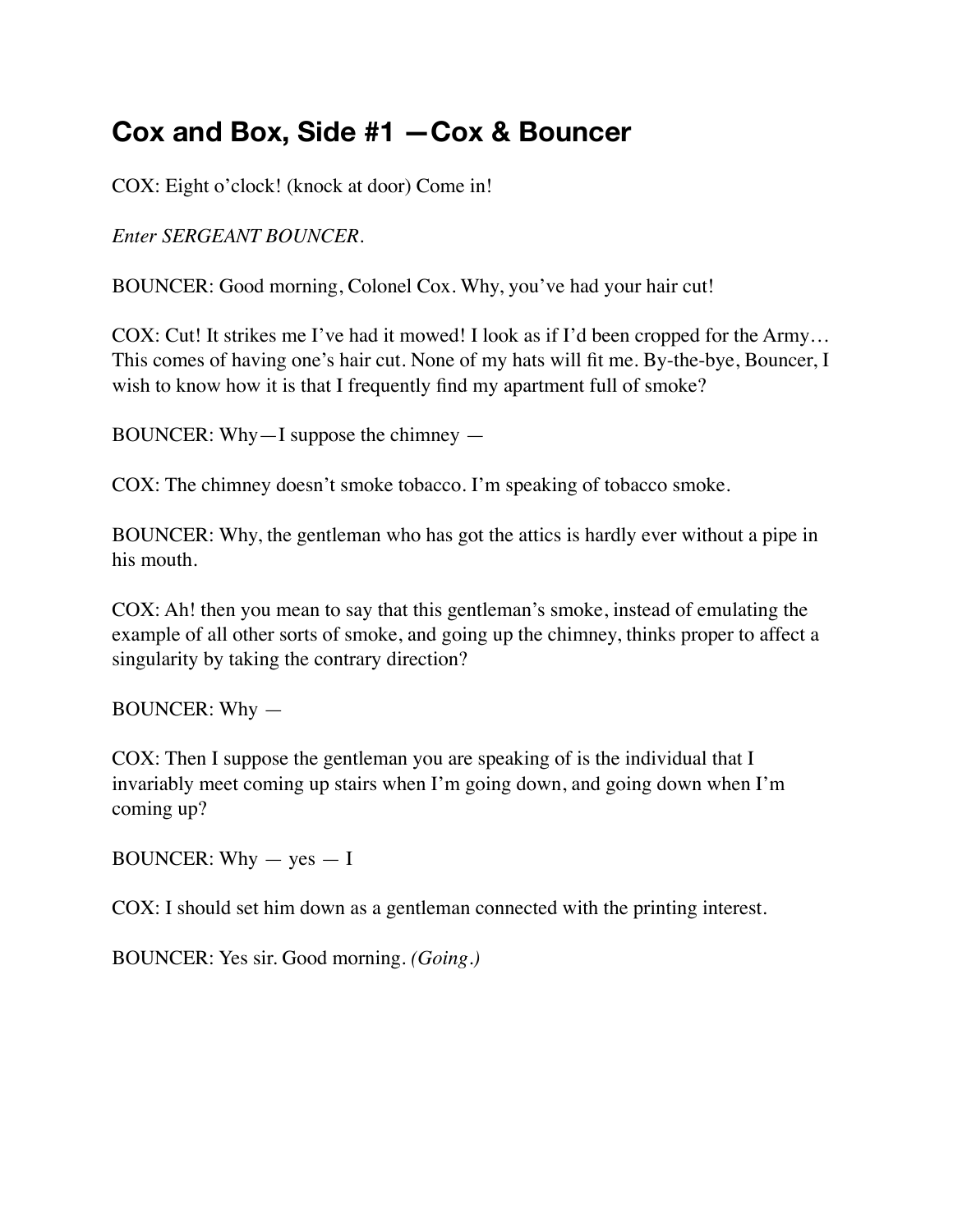## Cox and Box, Side #1 —Cox & Bouncer

COX: Eight o'clock! (knock at door) Come in!

*Enter SERGEANT BOUNCER.*

BOUNCER: Good morning, Colonel Cox. Why, you've had your hair cut!

COX: Cut! It strikes me I've had it mowed! I look as if I'd been cropped for the Army… This comes of having one's hair cut. None of my hats will fit me. By-the-bye, Bouncer, I wish to know how it is that I frequently find my apartment full of smoke?

BOUNCER: Why—I suppose the chimney —

COX: The chimney doesn't smoke tobacco. I'm speaking of tobacco smoke.

BOUNCER: Why, the gentleman who has got the attics is hardly ever without a pipe in his mouth.

COX: Ah! then you mean to say that this gentleman's smoke, instead of emulating the example of all other sorts of smoke, and going up the chimney, thinks proper to affect a singularity by taking the contrary direction?

BOUNCER: Why —

COX: Then I suppose the gentleman you are speaking of is the individual that I invariably meet coming up stairs when I'm going down, and going down when I'm coming up?

BOUNCER: Why — yes — I

COX: I should set him down as a gentleman connected with the printing interest.

BOUNCER: Yes sir. Good morning. *(Going.)*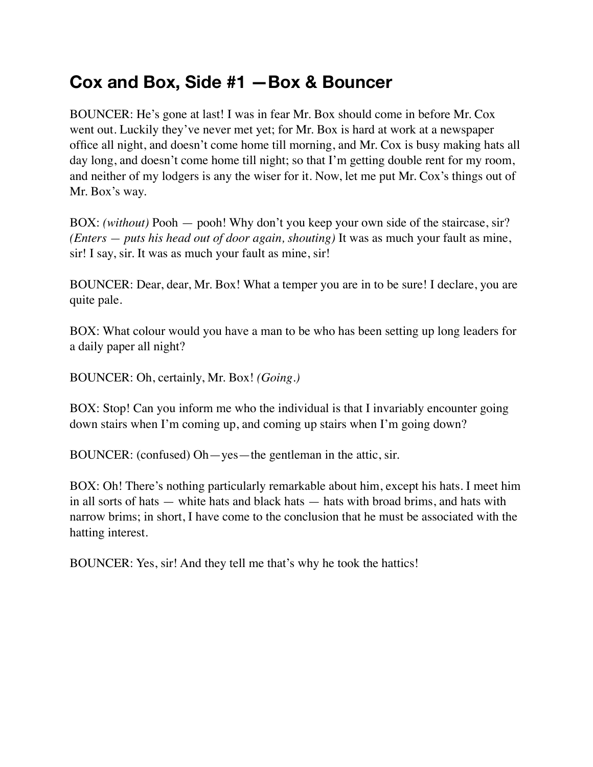## Cox and Box, Side #1 —Box & Bouncer

BOUNCER: He's gone at last! I was in fear Mr. Box should come in before Mr. Cox went out. Luckily they've never met yet; for Mr. Box is hard at work at a newspaper office all night, and doesn't come home till morning, and Mr. Cox is busy making hats all day long, and doesn't come home till night; so that I'm getting double rent for my room, and neither of my lodgers is any the wiser for it. Now, let me put Mr. Cox's things out of Mr. Box's way.

BOX: *(without)* Pooh — pooh! Why don't you keep your own side of the staircase, sir? *(Enters — puts his head out of door again, shouting)* It was as much your fault as mine, sir! I say, sir. It was as much your fault as mine, sir!

BOUNCER: Dear, dear, Mr. Box! What a temper you are in to be sure! I declare, you are quite pale.

BOX: What colour would you have a man to be who has been setting up long leaders for a daily paper all night?

BOUNCER: Oh, certainly, Mr. Box! *(Going.)*

BOX: Stop! Can you inform me who the individual is that I invariably encounter going down stairs when I'm coming up, and coming up stairs when I'm going down?

BOUNCER: (confused) Oh—yes—the gentleman in the attic, sir.

BOX: Oh! There's nothing particularly remarkable about him, except his hats. I meet him in all sorts of hats — white hats and black hats — hats with broad brims, and hats with narrow brims; in short, I have come to the conclusion that he must be associated with the hatting interest.

BOUNCER: Yes, sir! And they tell me that's why he took the hattics!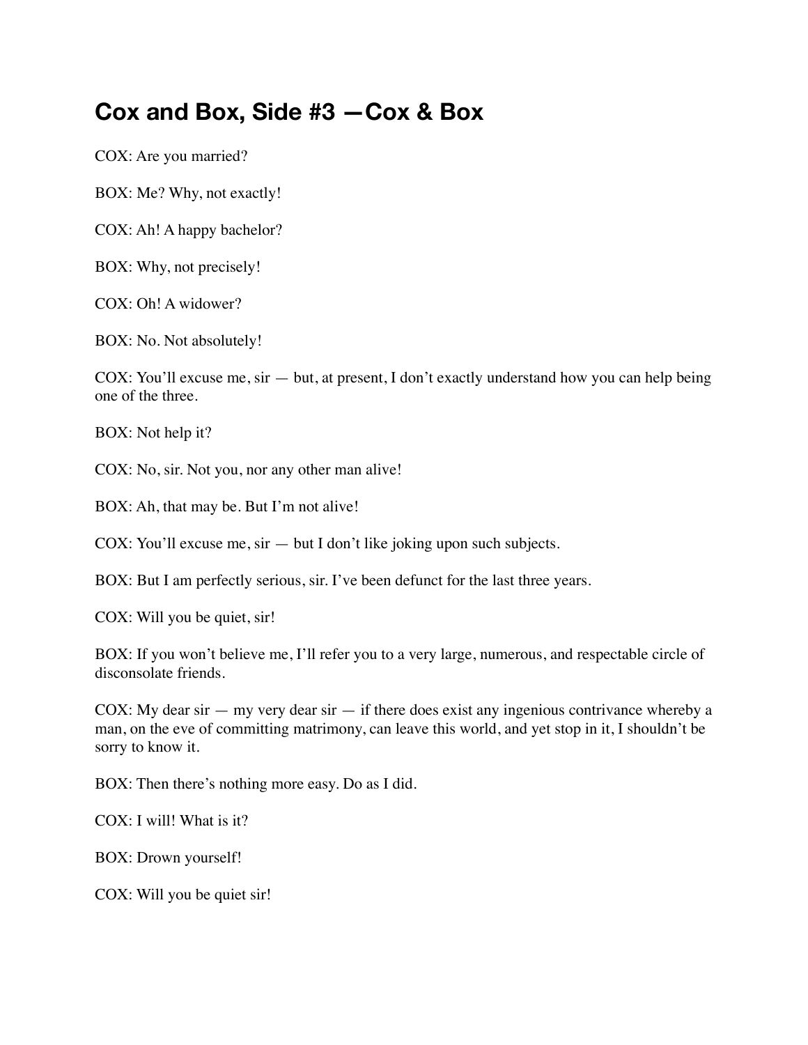# Cox and Box, Side #3 —Cox & Box

COX: Are you married?

BOX: Me? Why, not exactly!

COX: Ah! A happy bachelor?

BOX: Why, not precisely!

COX: Oh! A widower?

BOX: No. Not absolutely!

COX: You'll excuse me, sir — but, at present, I don't exactly understand how you can help being one of the three.

BOX: Not help it?

COX: No, sir. Not you, nor any other man alive!

BOX: Ah, that may be. But I'm not alive!

COX: You'll excuse me, sir — but I don't like joking upon such subjects.

BOX: But I am perfectly serious, sir. I've been defunct for the last three years.

COX: Will you be quiet, sir!

BOX: If you won't believe me, I'll refer you to a very large, numerous, and respectable circle of disconsolate friends.

COX: My dear sir — my very dear sir — if there does exist any ingenious contrivance whereby a man, on the eve of committing matrimony, can leave this world, and yet stop in it, I shouldn't be sorry to know it.

BOX: Then there's nothing more easy. Do as I did.

COX: I will! What is it?

BOX: Drown yourself!

COX: Will you be quiet sir!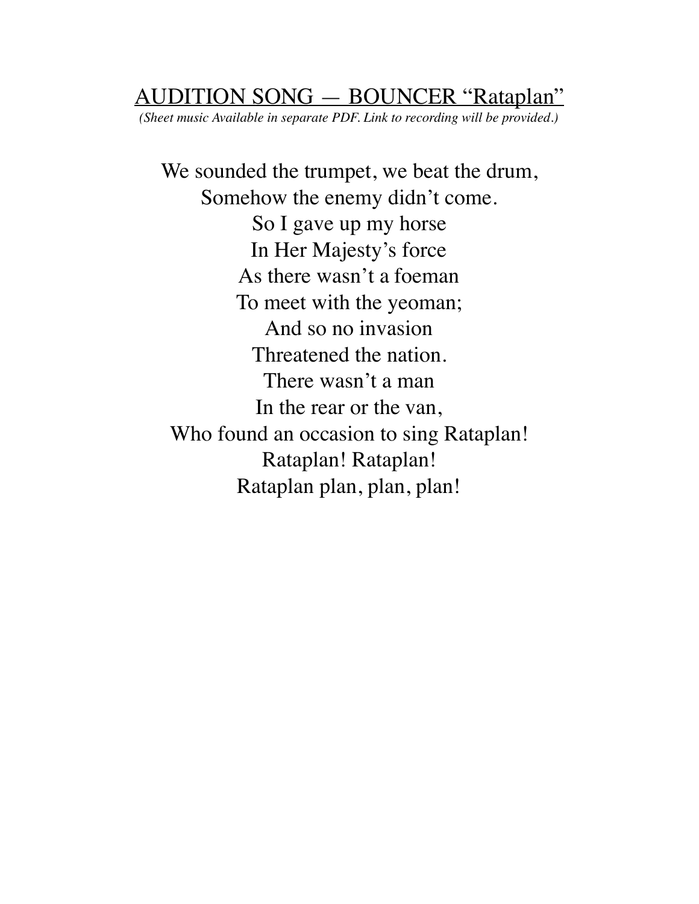## AUDITION SONG — BOUNCER "Rataplan"

*(Sheet music Available in separate PDF. Link to recording will be provided.)*

We sounded the trumpet, we beat the drum,
Somehow the enemy didn't come.
So I gave up my horse
In Her Majesty's force
As there wasn't a foeman
To meet with the yeoman;
And so no invasion
Threatened the nation.
There wasn't a man
In the rear or the van,
Who found an occasion to sing Rataplan!
Rataplan! Rataplan!
Rataplan plan, plan, plan!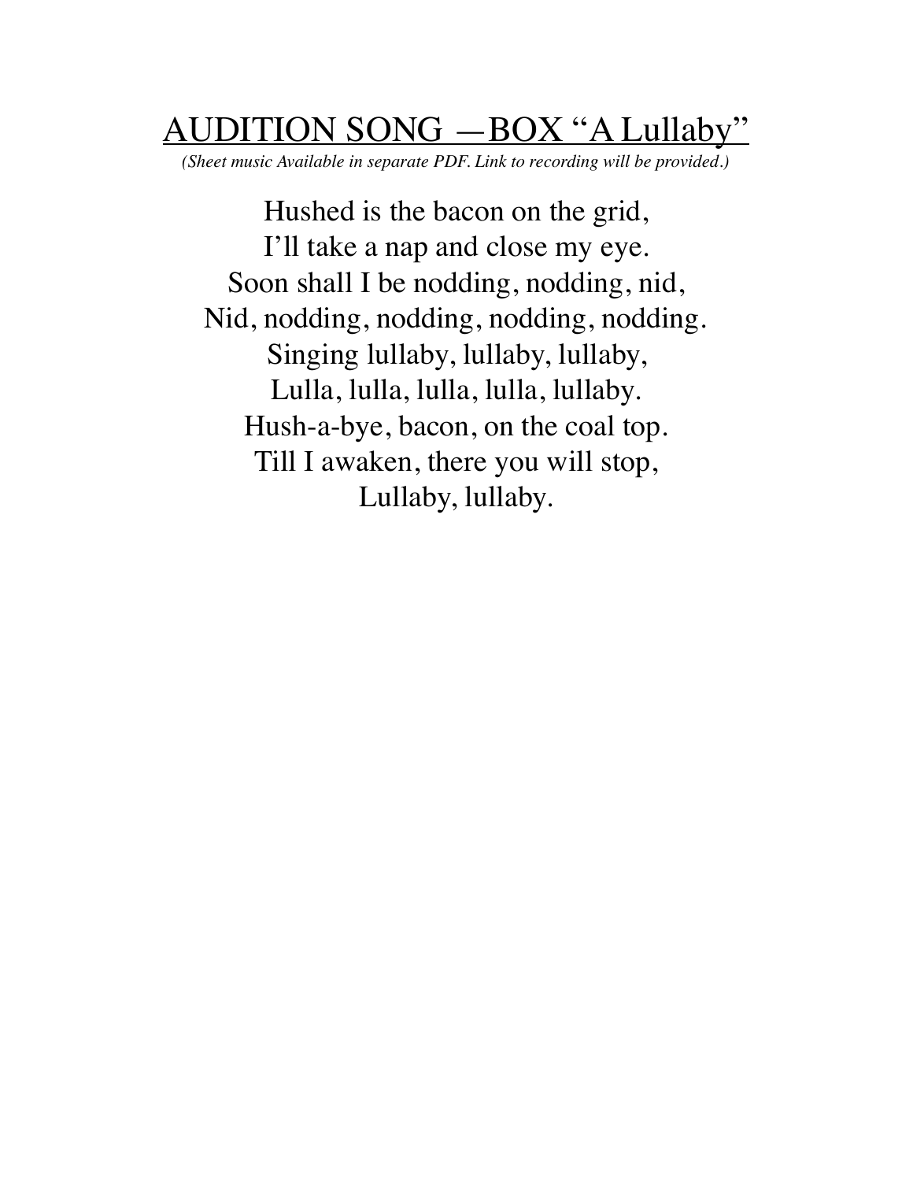# AUDITION SONG —BOX "A Lullaby"

*(Sheet music Available in separate PDF. Link to recording will be provided.)*

Hushed is the bacon on the grid,
I'll take a nap and close my eye.
Soon shall I be nodding, nodding, nid,
Nid, nodding, nodding, nodding, nodding.
Singing lullaby, lullaby, lullaby,
Lulla, lulla, lulla, lulla, lullaby.
Hush-a-bye, bacon, on the coal top.
Till I awaken, there you will stop,
Lullaby, lullaby.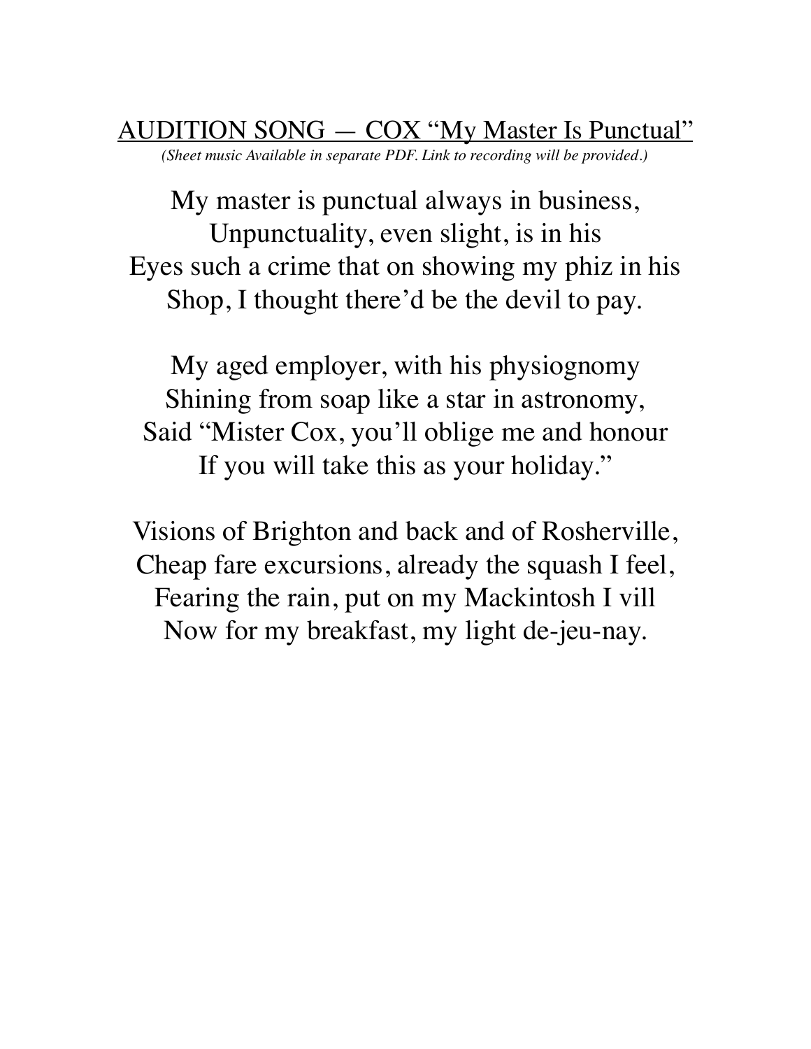## AUDITION SONG — COX "My Master Is Punctual"

*(Sheet music Available in separate PDF. Link to recording will be provided.)*

My master is punctual always in business,
Unpunctuality, even slight, is in his
Eyes such a crime that on showing my phiz in his
Shop, I thought there'd be the devil to pay.

My aged employer, with his physiognomy
Shining from soap like a star in astronomy,
Said "Mister Cox, you'll oblige me and honour
If you will take this as your holiday."

Visions of Brighton and back and of Rosherville,
Cheap fare excursions, already the squash I feel,
Fearing the rain, put on my Mackintosh I vill
Now for my breakfast, my light de-jeu-nay.